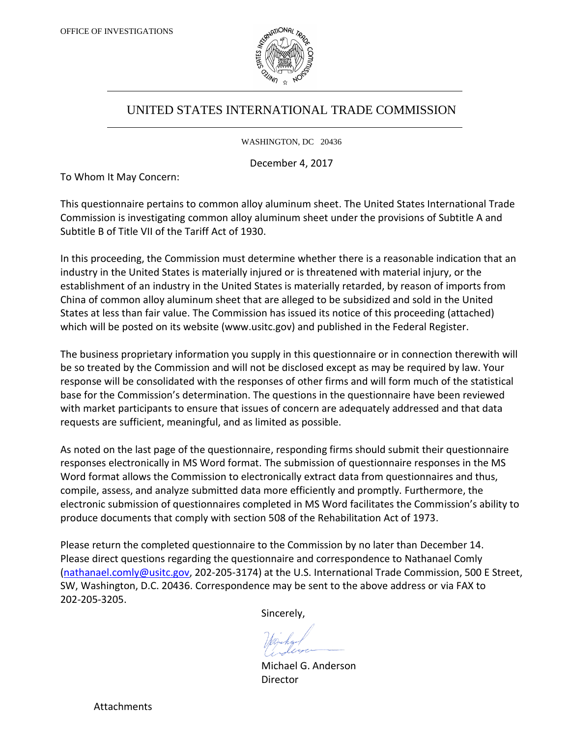OFFICE OF INVESTIGATIONS

# UNITED STATES INTERNATIONAL TRADE COMMISSION

WASHINGTON, DC 20436

December 4, 2017

To Whom It May Concern:

This questionnaire pertains to common alloy aluminum sheet. The United States International Trade Commission is investigating common alloy aluminum sheet under the provisions of Subtitle A and Subtitle B of Title VII of the Tariff Act of 1930.

In this proceeding, the Commission must determine whether there is a reasonable indication that an industry in the United States is materially injured or is threatened with material injury, or the establishment of an industry in the United States is materially retarded, by reason of imports from China of common alloy aluminum sheet that are alleged to be subsidized and sold in the United States at less than fair value. The Commission has issued its notice of this proceeding (attached) which will be posted on its website (www.usitc.gov) and published in the Federal Register.

The business proprietary information you supply in this questionnaire or in connection therewith will be so treated by the Commission and will not be disclosed except as may be required by law. Your response will be consolidated with the responses of other firms and will form much of the statistical base for the Commission's determination. The questions in the questionnaire have been reviewed with market participants to ensure that issues of concern are adequately addressed and that data requests are sufficient, meaningful, and as limited as possible.

As noted on the last page of the questionnaire, responding firms should submit their questionnaire responses electronically in MS Word format. The submission of questionnaire responses in the MS Word format allows the Commission to electronically extract data from questionnaires and thus, compile, assess, and analyze submitted data more efficiently and promptly. Furthermore, the electronic submission of questionnaires completed in MS Word facilitates the Commission's ability to produce documents that comply with section 508 of the Rehabilitation Act of 1973.

Please return the completed questionnaire to the Commission by no later than December 14. Please direct questions regarding the questionnaire and correspondence to Nathanael Comly (nathanael.comly@usitc.gov, 202-205-3174) at the U.S. International Trade Commission, 500 E Street, SW, Washington, D.C. 20436. Correspondence may be sent to the above address or via FAX to 202-205-3205.

Sincerely,

Michael G. Anderson
Director

Attachments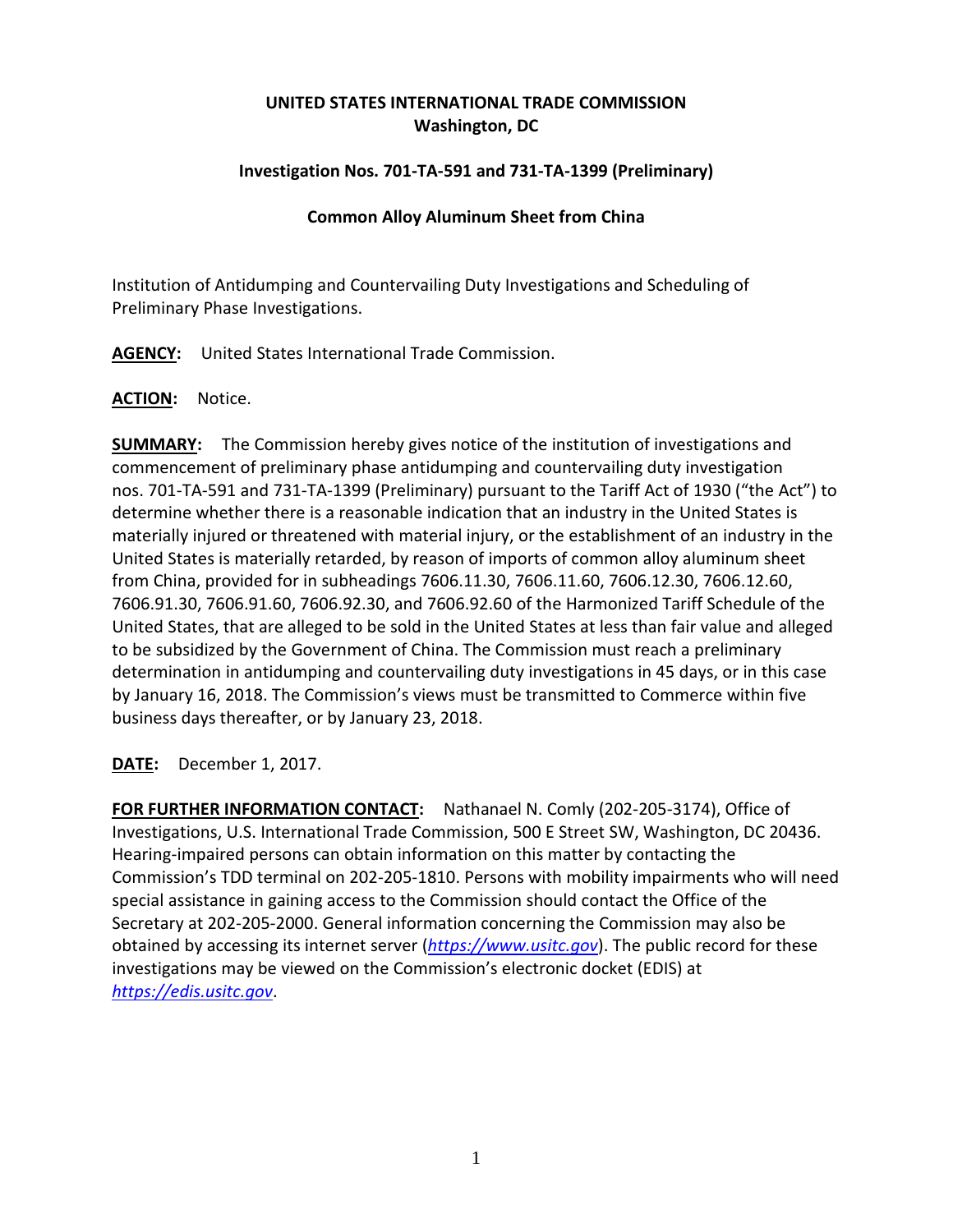**UNITED STATES INTERNATIONAL TRADE COMMISSION**
**Washington, DC**

**Investigation Nos. 701-TA-591 and 731-TA-1399 (Preliminary)**

**Common Alloy Aluminum Sheet from China**

Institution of Antidumping and Countervailing Duty Investigations and Scheduling of Preliminary Phase Investigations.

**AGENCY:** United States International Trade Commission.

**ACTION:** Notice.

**SUMMARY:** The Commission hereby gives notice of the institution of investigations and commencement of preliminary phase antidumping and countervailing duty investigation nos. 701-TA-591 and 731-TA-1399 (Preliminary) pursuant to the Tariff Act of 1930 ("the Act") to determine whether there is a reasonable indication that an industry in the United States is materially injured or threatened with material injury, or the establishment of an industry in the United States is materially retarded, by reason of imports of common alloy aluminum sheet from China, provided for in subheadings 7606.11.30, 7606.11.60, 7606.12.30, 7606.12.60, 7606.91.30, 7606.91.60, 7606.92.30, and 7606.92.60 of the Harmonized Tariff Schedule of the United States, that are alleged to be sold in the United States at less than fair value and alleged to be subsidized by the Government of China. The Commission must reach a preliminary determination in antidumping and countervailing duty investigations in 45 days, or in this case by January 16, 2018. The Commission's views must be transmitted to Commerce within five business days thereafter, or by January 23, 2018.

**DATE:** December 1, 2017.

**FOR FURTHER INFORMATION CONTACT:** Nathanael N. Comly (202-205-3174), Office of Investigations, U.S. International Trade Commission, 500 E Street SW, Washington, DC 20436. Hearing-impaired persons can obtain information on this matter by contacting the Commission's TDD terminal on 202-205-1810. Persons with mobility impairments who will need special assistance in gaining access to the Commission should contact the Office of the Secretary at 202-205-2000. General information concerning the Commission may also be obtained by accessing its internet server (*https://www.usitc.gov*). The public record for these investigations may be viewed on the Commission's electronic docket (EDIS) at *https://edis.usitc.gov*.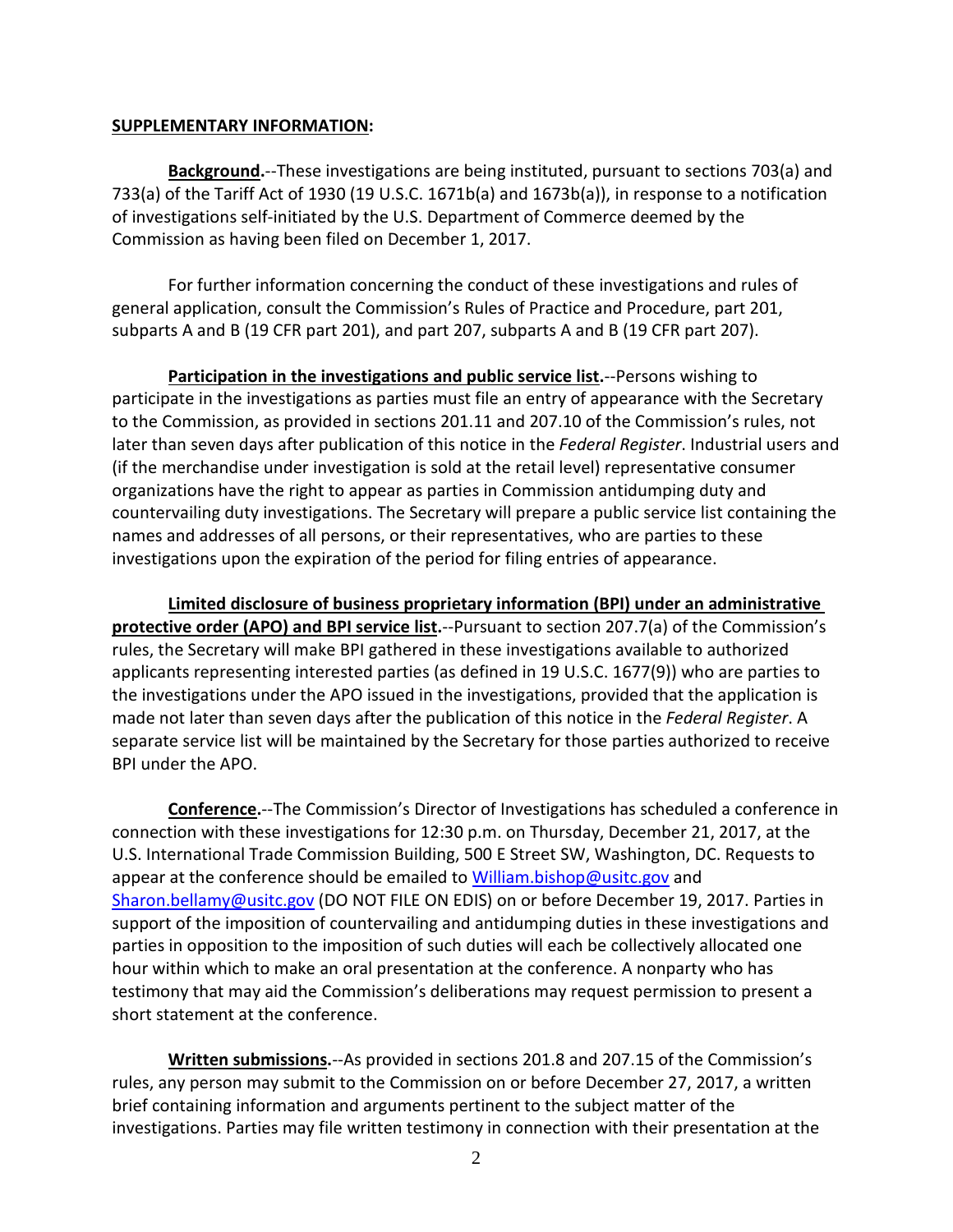**SUPPLEMENTARY INFORMATION:**

**Background.**--These investigations are being instituted, pursuant to sections 703(a) and 733(a) of the Tariff Act of 1930 (19 U.S.C. 1671b(a) and 1673b(a)), in response to a notification of investigations self-initiated by the U.S. Department of Commerce deemed by the Commission as having been filed on December 1, 2017.

For further information concerning the conduct of these investigations and rules of general application, consult the Commission's Rules of Practice and Procedure, part 201, subparts A and B (19 CFR part 201), and part 207, subparts A and B (19 CFR part 207).

**Participation in the investigations and public service list.**--Persons wishing to participate in the investigations as parties must file an entry of appearance with the Secretary to the Commission, as provided in sections 201.11 and 207.10 of the Commission's rules, not later than seven days after publication of this notice in the *Federal Register*. Industrial users and (if the merchandise under investigation is sold at the retail level) representative consumer organizations have the right to appear as parties in Commission antidumping duty and countervailing duty investigations. The Secretary will prepare a public service list containing the names and addresses of all persons, or their representatives, who are parties to these investigations upon the expiration of the period for filing entries of appearance.

**Limited disclosure of business proprietary information (BPI) under an administrative protective order (APO) and BPI service list.**--Pursuant to section 207.7(a) of the Commission's rules, the Secretary will make BPI gathered in these investigations available to authorized applicants representing interested parties (as defined in 19 U.S.C. 1677(9)) who are parties to the investigations under the APO issued in the investigations, provided that the application is made not later than seven days after the publication of this notice in the *Federal Register*. A separate service list will be maintained by the Secretary for those parties authorized to receive BPI under the APO.

**Conference.**--The Commission's Director of Investigations has scheduled a conference in connection with these investigations for 12:30 p.m. on Thursday, December 21, 2017, at the U.S. International Trade Commission Building, 500 E Street SW, Washington, DC. Requests to appear at the conference should be emailed to William.bishop@usitc.gov and Sharon.bellamy@usitc.gov (DO NOT FILE ON EDIS) on or before December 19, 2017. Parties in support of the imposition of countervailing and antidumping duties in these investigations and parties in opposition to the imposition of such duties will each be collectively allocated one hour within which to make an oral presentation at the conference. A nonparty who has testimony that may aid the Commission's deliberations may request permission to present a short statement at the conference.

**Written submissions.**--As provided in sections 201.8 and 207.15 of the Commission's rules, any person may submit to the Commission on or before December 27, 2017, a written brief containing information and arguments pertinent to the subject matter of the investigations. Parties may file written testimony in connection with their presentation at the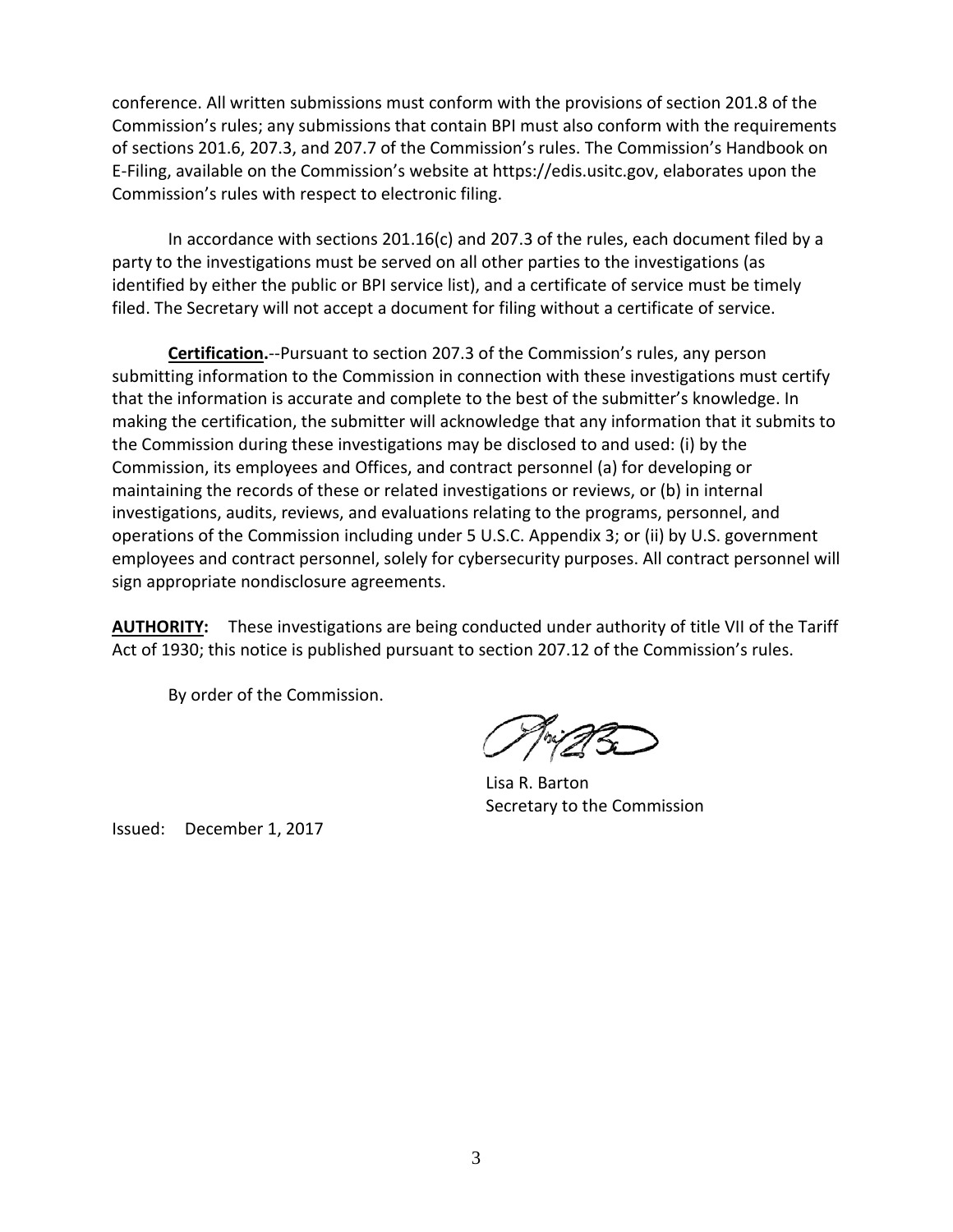conference. All written submissions must conform with the provisions of section 201.8 of the Commission's rules; any submissions that contain BPI must also conform with the requirements of sections 201.6, 207.3, and 207.7 of the Commission's rules. The Commission's Handbook on E-Filing, available on the Commission's website at https://edis.usitc.gov, elaborates upon the Commission's rules with respect to electronic filing.

In accordance with sections 201.16(c) and 207.3 of the rules, each document filed by a party to the investigations must be served on all other parties to the investigations (as identified by either the public or BPI service list), and a certificate of service must be timely filed. The Secretary will not accept a document for filing without a certificate of service.

**Certification.**--Pursuant to section 207.3 of the Commission's rules, any person submitting information to the Commission in connection with these investigations must certify that the information is accurate and complete to the best of the submitter's knowledge. In making the certification, the submitter will acknowledge that any information that it submits to the Commission during these investigations may be disclosed to and used: (i) by the Commission, its employees and Offices, and contract personnel (a) for developing or maintaining the records of these or related investigations or reviews, or (b) in internal investigations, audits, reviews, and evaluations relating to the programs, personnel, and operations of the Commission including under 5 U.S.C. Appendix 3; or (ii) by U.S. government employees and contract personnel, solely for cybersecurity purposes. All contract personnel will sign appropriate nondisclosure agreements.

**AUTHORITY:** These investigations are being conducted under authority of title VII of the Tariff Act of 1930; this notice is published pursuant to section 207.12 of the Commission's rules.

By order of the Commission.

Lisa R. Barton
Secretary to the Commission

Issued: December 1, 2017